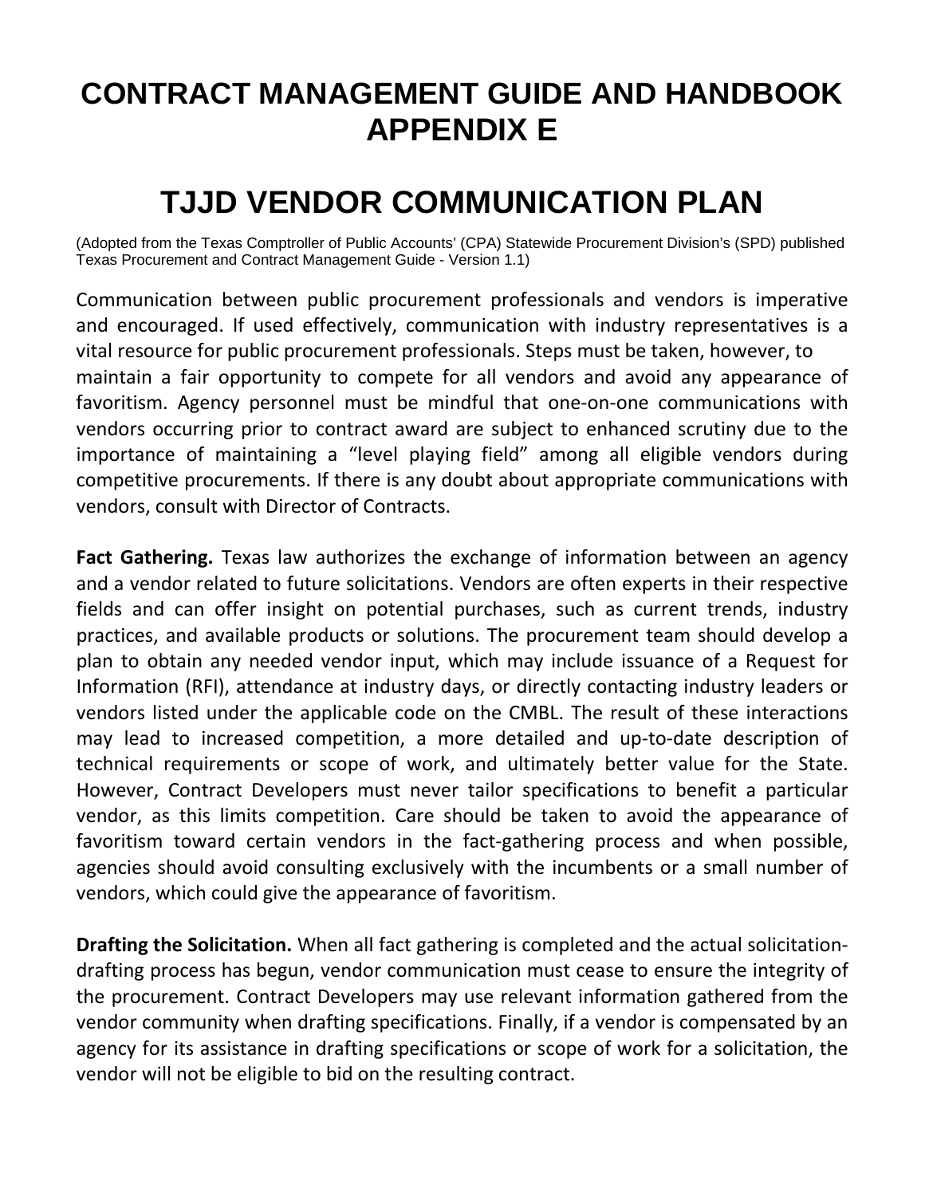# CONTRACT MANAGEMENT GUIDE AND HANDBOOK APPENDIX E

# TJJD VENDOR COMMUNICATION PLAN

(Adopted from the Texas Comptroller of Public Accounts' (CPA) Statewide Procurement Division's (SPD) published Texas Procurement and Contract Management Guide - Version 1.1)

Communication between public procurement professionals and vendors is imperative and encouraged. If used effectively, communication with industry representatives is a vital resource for public procurement professionals. Steps must be taken, however, to maintain a fair opportunity to compete for all vendors and avoid any appearance of favoritism. Agency personnel must be mindful that one-on-one communications with vendors occurring prior to contract award are subject to enhanced scrutiny due to the importance of maintaining a "level playing field" among all eligible vendors during competitive procurements. If there is any doubt about appropriate communications with vendors, consult with Director of Contracts.

**Fact Gathering.** Texas law authorizes the exchange of information between an agency and a vendor related to future solicitations. Vendors are often experts in their respective fields and can offer insight on potential purchases, such as current trends, industry practices, and available products or solutions. The procurement team should develop a plan to obtain any needed vendor input, which may include issuance of a Request for Information (RFI), attendance at industry days, or directly contacting industry leaders or vendors listed under the applicable code on the CMBL. The result of these interactions may lead to increased competition, a more detailed and up-to-date description of technical requirements or scope of work, and ultimately better value for the State. However, Contract Developers must never tailor specifications to benefit a particular vendor, as this limits competition. Care should be taken to avoid the appearance of favoritism toward certain vendors in the fact-gathering process and when possible, agencies should avoid consulting exclusively with the incumbents or a small number of vendors, which could give the appearance of favoritism.

**Drafting the Solicitation.** When all fact gathering is completed and the actual solicitation-drafting process has begun, vendor communication must cease to ensure the integrity of the procurement. Contract Developers may use relevant information gathered from the vendor community when drafting specifications. Finally, if a vendor is compensated by an agency for its assistance in drafting specifications or scope of work for a solicitation, the vendor will not be eligible to bid on the resulting contract.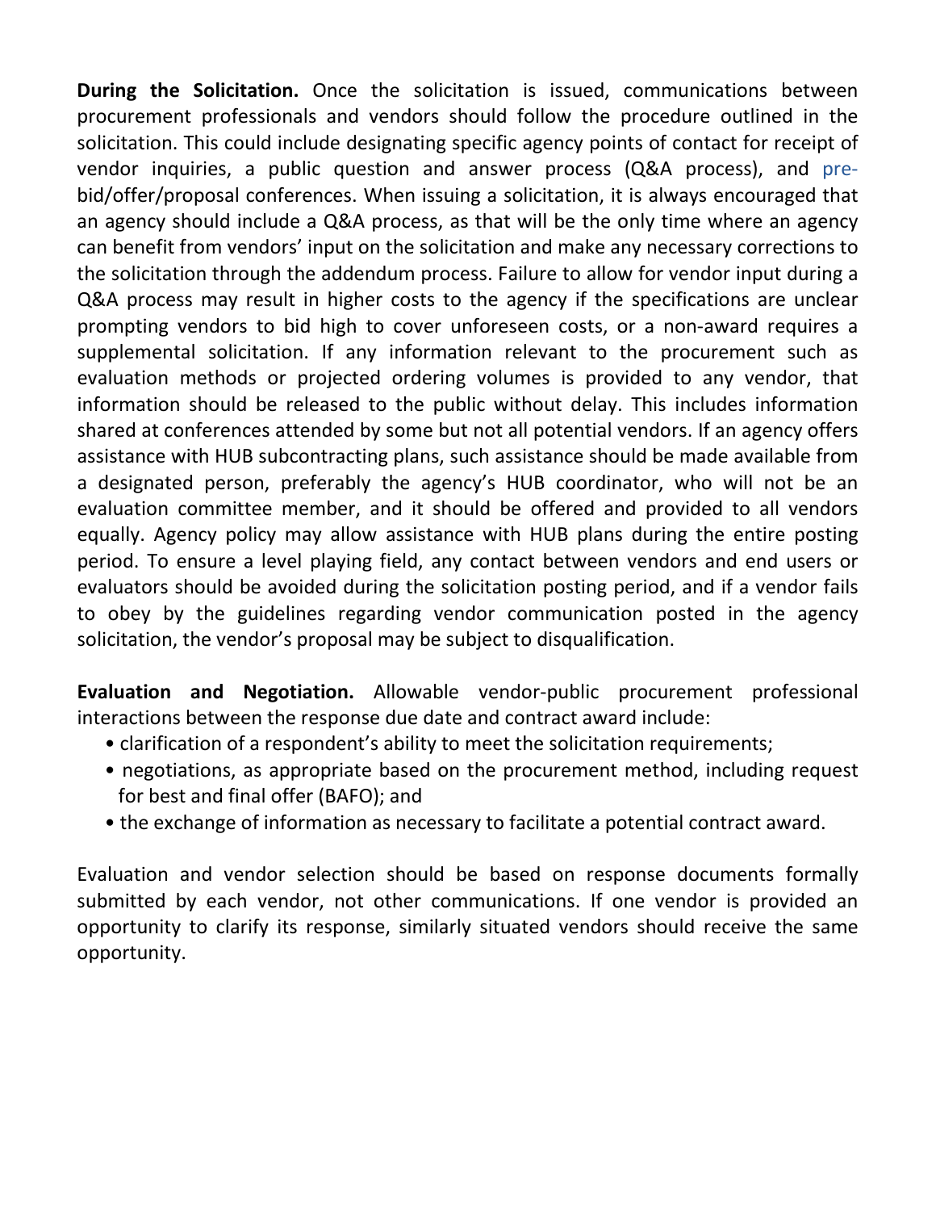**During the Solicitation.** Once the solicitation is issued, communications between procurement professionals and vendors should follow the procedure outlined in the solicitation. This could include designating specific agency points of contact for receipt of vendor inquiries, a public question and answer process (Q&A process), and pre-bid/offer/proposal conferences. When issuing a solicitation, it is always encouraged that an agency should include a Q&A process, as that will be the only time where an agency can benefit from vendors' input on the solicitation and make any necessary corrections to the solicitation through the addendum process. Failure to allow for vendor input during a Q&A process may result in higher costs to the agency if the specifications are unclear prompting vendors to bid high to cover unforeseen costs, or a non-award requires a supplemental solicitation. If any information relevant to the procurement such as evaluation methods or projected ordering volumes is provided to any vendor, that information should be released to the public without delay. This includes information shared at conferences attended by some but not all potential vendors. If an agency offers assistance with HUB subcontracting plans, such assistance should be made available from a designated person, preferably the agency's HUB coordinator, who will not be an evaluation committee member, and it should be offered and provided to all vendors equally. Agency policy may allow assistance with HUB plans during the entire posting period. To ensure a level playing field, any contact between vendors and end users or evaluators should be avoided during the solicitation posting period, and if a vendor fails to obey by the guidelines regarding vendor communication posted in the agency solicitation, the vendor's proposal may be subject to disqualification.

**Evaluation and Negotiation.** Allowable vendor-public procurement professional interactions between the response due date and contract award include:

- clarification of a respondent's ability to meet the solicitation requirements;
- negotiations, as appropriate based on the procurement method, including request for best and final offer (BAFO); and
- the exchange of information as necessary to facilitate a potential contract award.

Evaluation and vendor selection should be based on response documents formally submitted by each vendor, not other communications. If one vendor is provided an opportunity to clarify its response, similarly situated vendors should receive the same opportunity.